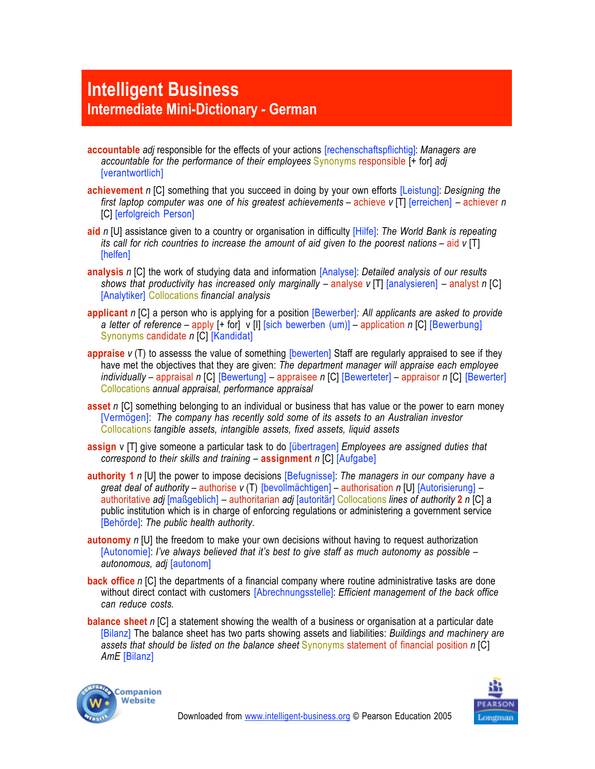# Intelligent Business
## Intermediate Mini-Dictionary - German

**accountable** *adj* responsible for the effects of your actions [rechenschaftspflichtig]: *Managers are accountable for the performance of their employees* Synonyms responsible [+ for] *adj* [verantwortlich]

**achievement** *n* [C] something that you succeed in doing by your own efforts [Leistung]: *Designing the first laptop computer was one of his greatest achievements* – achieve *v* [T] [erreichen] – achiever *n* [C] [erfolgreich Person]

**aid** *n* [U] assistance given to a country or organisation in difficulty [Hilfe]: *The World Bank is repeating its call for rich countries to increase the amount of aid given to the poorest nations* – aid *v* [T] [helfen]

**analysis** *n* [C] the work of studying data and information [Analyse]: *Detailed analysis of our results shows that productivity has increased only marginally* – analyse *v* [T] [analysieren] – analyst *n* [C] [Analytiker] Collocations *financial analysis*

**applicant** *n* [C] a person who is applying for a position [Bewerber]*: All applicants are asked to provide a letter of reference* – apply [+ for] v [I] [sich bewerben (um)] – application *n* [C] [Bewerbung] Synonyms candidate *n* [C] [Kandidat]

**appraise** *v* (T) to assesss the value of something [bewerten] Staff are regularly appraised to see if they have met the objectives that they are given: *The department manager will appraise each employee individually* – appraisal *n* [C] [Bewertung] – appraisee *n* [C] [Bewerteter] – appraisor *n* [C] [Bewerter] Collocations *annual appraisal, performance appraisal*

**asset** *n* [C] something belonging to an individual or business that has value or the power to earn money [Vermögen]: *The company has recently sold some of its assets to an Australian investor* Collocations *tangible assets, intangible assets, fixed assets, liquid assets*

**assign** v [T] give someone a particular task to do [übertragen] *Employees are assigned duties that correspond to their skills and training* – **assignment** *n* [C] [Aufgabe]

**authority 1** *n* [U] the power to impose decisions [Befugnisse]: *The managers in our company have a great deal of authority* – authorise *v* (T) [bevollmächtigen] – authorisation *n* [U] [Autorisierung] – authoritative *adj* [maßgeblich] – authoritarian *adj* [autoritär] Collocations *lines of authority* **2** *n* [C] a public institution which is in charge of enforcing regulations or administering a government service [Behörde]: *The public health authority.*

**autonomy** *n* [U] the freedom to make your own decisions without having to request authorization [Autonomie]: *I've always believed that it's best to give staff as much autonomy as possible – autonomous, adj* [autonom]

**back office** *n* [C] the departments of a financial company where routine administrative tasks are done without direct contact with customers [Abrechnungsstelle]: *Efficient management of the back office can reduce costs.*

**balance sheet** *n* [C] a statement showing the wealth of a business or organisation at a particular date [Bilanz] The balance sheet has two parts showing assets and liabilities: *Buildings and machinery are assets that should be listed on the balance sheet* Synonyms statement of financial position *n* [C] *AmE* [Bilanz]

Downloaded from www.intelligent-business.org © Pearson Education 2005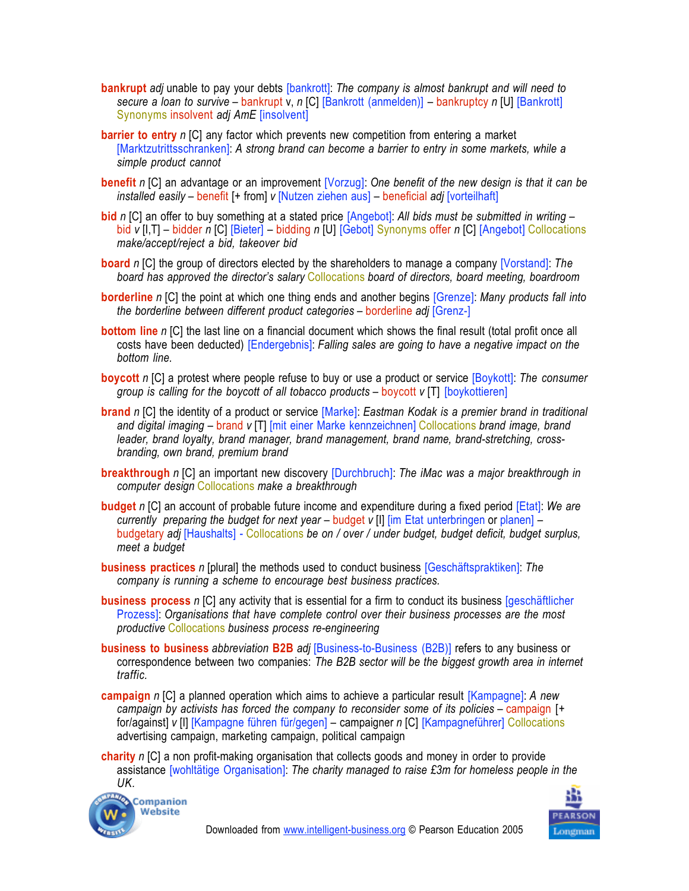**bankrupt** *adj* unable to pay your debts [bankrott]: *The company is almost bankrupt and will need to secure a loan to survive* – bankrupt v, *n* [C] [Bankrott (anmelden)] – bankruptcy *n* [U] [Bankrott] Synonyms insolvent *adj AmE* [insolvent]

**barrier to entry** *n* [C] any factor which prevents new competition from entering a market [Marktzutrittsschranken]: *A strong brand can become a barrier to entry in some markets, while a simple product cannot*

**benefit** *n* [C] an advantage or an improvement [Vorzug]: *One benefit of the new design is that it can be installed easily* – benefit [+ from] *v* [Nutzen ziehen aus] – beneficial *adj* [vorteilhaft]

**bid** *n* [C] an offer to buy something at a stated price [Angebot]: *All bids must be submitted in writing* – bid *v* [I,T] – bidder *n* [C] [Bieter] – bidding *n* [U] [Gebot] Synonyms offer *n* [C] [Angebot] Collocations *make/accept/reject a bid, takeover bid*

**board** *n* [C] the group of directors elected by the shareholders to manage a company [Vorstand]: *The board has approved the director's salary* Collocations *board of directors, board meeting, boardroom*

**borderline** *n* [C] the point at which one thing ends and another begins [Grenze]: *Many products fall into the borderline between different product categories* – borderline *adj* [Grenz-]

**bottom line** *n* [C] the last line on a financial document which shows the final result (total profit once all costs have been deducted) [Endergebnis]: *Falling sales are going to have a negative impact on the bottom line.*

**boycott** *n* [C] a protest where people refuse to buy or use a product or service [Boykott]: *The consumer group is calling for the boycott of all tobacco products* – boycott *v* [T] [boykottieren]

**brand** *n* [C] the identity of a product or service [Marke]: *Eastman Kodak is a premier brand in traditional and digital imaging* – brand *v* [T] [mit einer Marke kennzeichnen] Collocations *brand image, brand leader, brand loyalty, brand manager, brand management, brand name, brand-stretching, cross-branding, own brand, premium brand*

**breakthrough** *n* [C] an important new discovery [Durchbruch]: *The iMac was a major breakthrough in computer design* Collocations *make a breakthrough*

**budget** *n* [C] an account of probable future income and expenditure during a fixed period [Etat]: *We are currently preparing the budget for next year* – budget *v* [I] [im Etat unterbringen or planen] – budgetary *adj* [Haushalts] - Collocations *be on / over / under budget, budget deficit, budget surplus, meet a budget*

**business practices** *n* [plural] the methods used to conduct business [Geschäftspraktiken]: *The company is running a scheme to encourage best business practices.*

**business process** *n* [C] any activity that is essential for a firm to conduct its business [geschäftlicher Prozess]: *Organisations that have complete control over their business processes are the most productive* Collocations *business process re-engineering*

**business to business** *abbreviation* **B2B** *adj* [Business-to-Business (B2B)] refers to any business or correspondence between two companies: *The B2B sector will be the biggest growth area in internet traffic.*

**campaign** *n* [C] a planned operation which aims to achieve a particular result [Kampagne]: *A new campaign by activists has forced the company to reconsider some of its policies* – campaign [+ for/against] *v* [I] [Kampagne führen für/gegen] – campaigner *n* [C] [Kampagneführer] Collocations advertising campaign, marketing campaign, political campaign

**charity** *n* [C] a non profit-making organisation that collects goods and money in order to provide assistance [wohltätige Organisation]: *The charity managed to raise £3m for homeless people in the UK.*

Downloaded from www.intelligent-business.org © Pearson Education 2005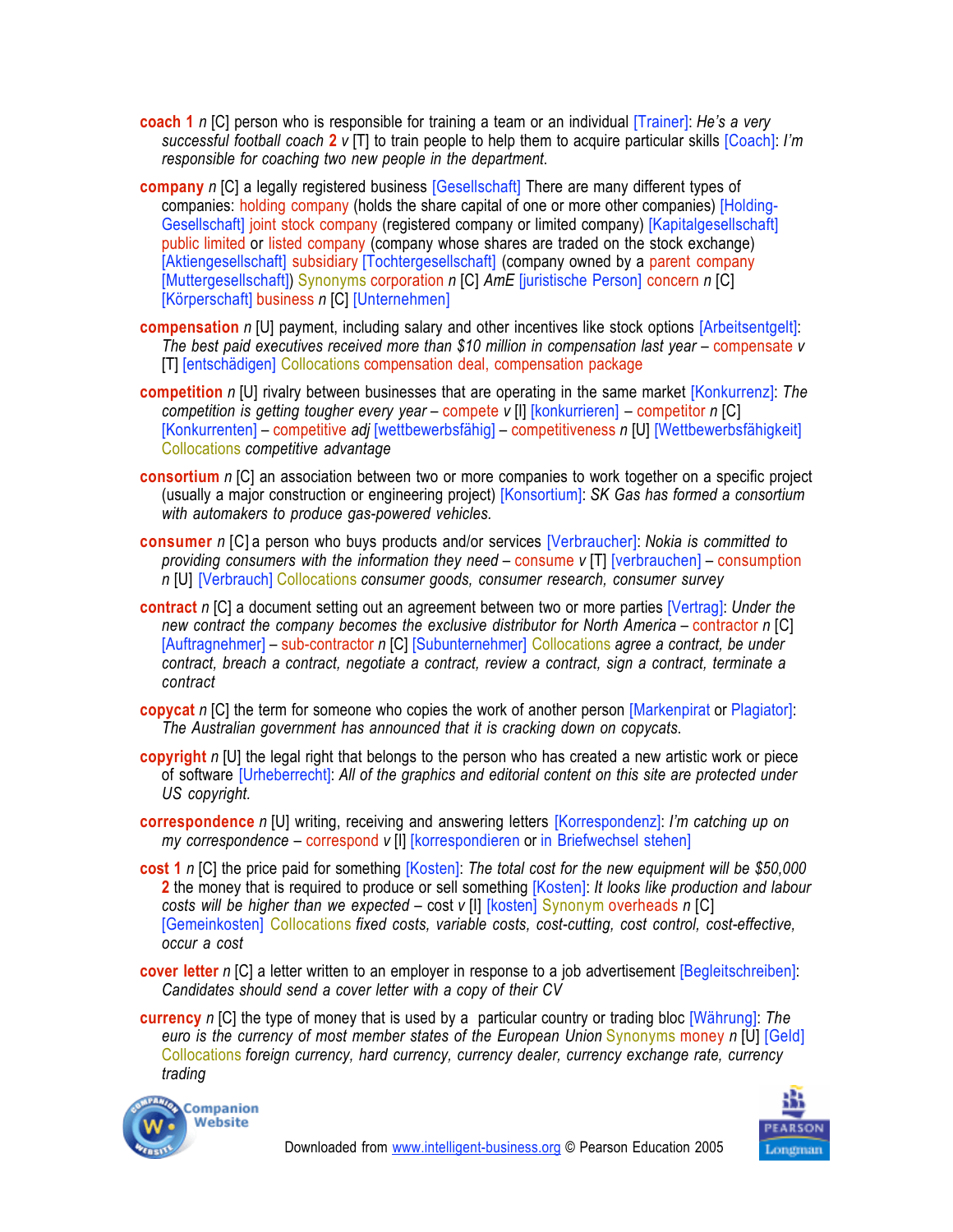**coach 1** *n* [C] person who is responsible for training a team or an individual [Trainer]: *He's a very successful football coach* **2** *v* [T] to train people to help them to acquire particular skills [Coach]: *I'm responsible for coaching two new people in the department.*

**company** *n* [C] a legally registered business [Gesellschaft] There are many different types of companies: holding company (holds the share capital of one or more other companies) [Holding-Gesellschaft] joint stock company (registered company or limited company) [Kapitalgesellschaft] public limited or listed company (company whose shares are traded on the stock exchange) [Aktiengesellschaft] subsidiary [Tochtergesellschaft] (company owned by a parent company [Muttergesellschaft]) Synonyms corporation *n* [C] *AmE* [juristische Person] concern *n* [C] [Körperschaft] business *n* [C] [Unternehmen]

**compensation** *n* [U] payment, including salary and other incentives like stock options [Arbeitsentgelt]: *The best paid executives received more than $10 million in compensation last year* – compensate *v* [T] [entschädigen] Collocations compensation deal, compensation package

**competition** *n* [U] rivalry between businesses that are operating in the same market [Konkurrenz]: *The competition is getting tougher every year* – compete *v* [I] [konkurrieren] – competitor *n* [C] [Konkurrenten] – competitive *adj* [wettbewerbsfähig] – competitiveness *n* [U] [Wettbewerbsfähigkeit] Collocations *competitive advantage*

**consortium** *n* [C] an association between two or more companies to work together on a specific project (usually a major construction or engineering project) [Konsortium]: *SK Gas has formed a consortium with automakers to produce gas-powered vehicles.*

**consumer** *n* [C] a person who buys products and/or services [Verbraucher]: *Nokia is committed to providing consumers with the information they need* – consume *v* [T] [verbrauchen] – consumption *n* [U] [Verbrauch] Collocations *consumer goods, consumer research, consumer survey*

**contract** *n* [C] a document setting out an agreement between two or more parties [Vertrag]: *Under the new contract the company becomes the exclusive distributor for North America* – contractor *n* [C] [Auftragnehmer] – sub-contractor *n* [C] [Subunternehmer] Collocations *agree a contract, be under contract, breach a contract, negotiate a contract, review a contract, sign a contract, terminate a contract*

**copycat** *n* [C] the term for someone who copies the work of another person [Markenpirat or Plagiator]: *The Australian government has announced that it is cracking down on copycats.*

**copyright** *n* [U] the legal right that belongs to the person who has created a new artistic work or piece of software [Urheberrecht]: *All of the graphics and editorial content on this site are protected under US copyright.*

**correspondence** *n* [U] writing, receiving and answering letters [Korrespondenz]: *I'm catching up on my correspondence* – correspond *v* [I] [korrespondieren or in Briefwechsel stehen]

**cost 1** *n* [C] the price paid for something [Kosten]: *The total cost for the new equipment will be $50,000* **2** the money that is required to produce or sell something [Kosten]: *It looks like production and labour costs will be higher than we expected* – cost *v* [I] [kosten] Synonym overheads *n* [C] [Gemeinkosten] Collocations *fixed costs, variable costs, cost-cutting, cost control, cost-effective, occur a cost*

**cover letter** *n* [C] a letter written to an employer in response to a job advertisement [Begleitschreiben]: *Candidates should send a cover letter with a copy of their CV*

**currency** *n* [C] the type of money that is used by a particular country or trading bloc [Währung]: *The euro is the currency of most member states of the European Union* Synonyms money *n* [U] [Geld] Collocations *foreign currency, hard currency, currency dealer, currency exchange rate, currency trading*

Downloaded from www.intelligent-business.org © Pearson Education 2005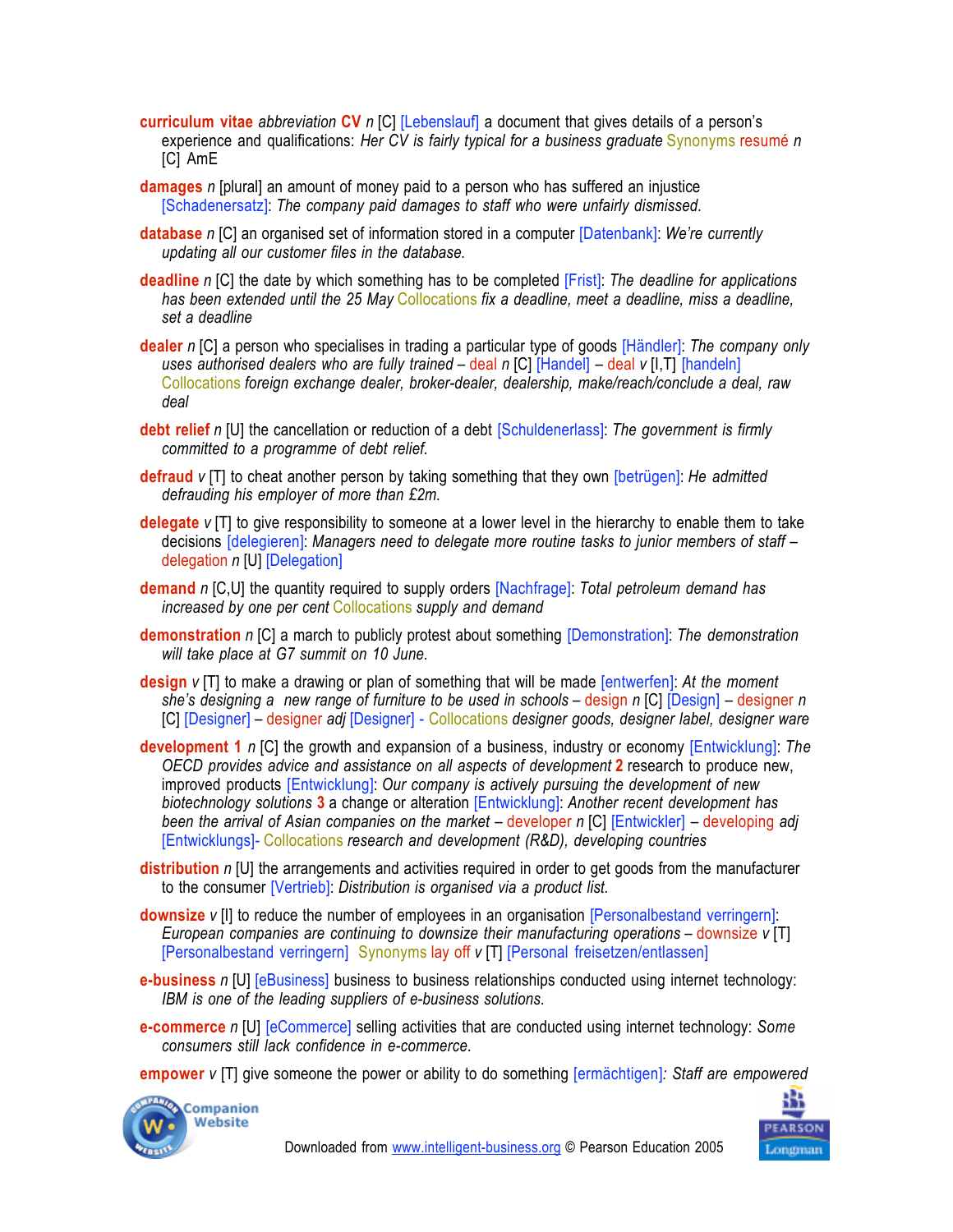**curriculum vitae** *abbreviation* **CV** *n* [C] [Lebenslauf] a document that gives details of a person's experience and qualifications: *Her CV is fairly typical for a business graduate* Synonyms resumé *n* [C] AmE

**damages** *n* [plural] an amount of money paid to a person who has suffered an injustice [Schadenersatz]: *The company paid damages to staff who were unfairly dismissed.*

**database** *n* [C] an organised set of information stored in a computer [Datenbank]: *We're currently updating all our customer files in the database.*

**deadline** *n* [C] the date by which something has to be completed [Frist]: *The deadline for applications has been extended until the 25 May* Collocations *fix a deadline, meet a deadline, miss a deadline, set a deadline*

**dealer** *n* [C] a person who specialises in trading a particular type of goods [Händler]: *The company only uses authorised dealers who are fully trained* – deal *n* [C] [Handel] – deal *v* [I,T] [handeln] Collocations *foreign exchange dealer, broker-dealer, dealership, make/reach/conclude a deal, raw deal*

**debt relief** *n* [U] the cancellation or reduction of a debt [Schuldenerlass]: *The government is firmly committed to a programme of debt relief.*

**defraud** *v* [T] to cheat another person by taking something that they own [betrügen]: *He admitted defrauding his employer of more than £2m.*

**delegate** *v* [T] to give responsibility to someone at a lower level in the hierarchy to enable them to take decisions [delegieren]: *Managers need to delegate more routine tasks to junior members of staff* – delegation *n* [U] [Delegation]

**demand** *n* [C,U] the quantity required to supply orders [Nachfrage]: *Total petroleum demand has increased by one per cent* Collocations *supply and demand*

**demonstration** *n* [C] a march to publicly protest about something [Demonstration]: *The demonstration will take place at G7 summit on 10 June.*

**design** *v* [T] to make a drawing or plan of something that will be made [entwerfen]: *At the moment she's designing a new range of furniture to be used in schools* – design *n* [C] [Design] – designer *n* [C] [Designer] – designer *adj* [Designer] - Collocations *designer goods, designer label, designer ware*

**development 1** *n* [C] the growth and expansion of a business, industry or economy [Entwicklung]: *The OECD provides advice and assistance on all aspects of development* **2** research to produce new, improved products [Entwicklung]: *Our company is actively pursuing the development of new biotechnology solutions* **3** a change or alteration [Entwicklung]: *Another recent development has been the arrival of Asian companies on the market* – developer *n* [C] [Entwickler] – developing *adj* [Entwicklungs]- Collocations *research and development (R&D), developing countries*

**distribution** *n* [U] the arrangements and activities required in order to get goods from the manufacturer to the consumer [Vertrieb]: *Distribution is organised via a product list.*

**downsize** *v* [I] to reduce the number of employees in an organisation [Personalbestand verringern]: *European companies are continuing to downsize their manufacturing operations* – downsize *v* [T] [Personalbestand verringern] Synonyms lay off *v* [T] [Personal freisetzen/entlassen]

**e-business** *n* [U] [eBusiness] business to business relationships conducted using internet technology: *IBM is one of the leading suppliers of e-business solutions.*

**e-commerce** *n* [U] [eCommerce] selling activities that are conducted using internet technology: *Some consumers still lack confidence in e-commerce.*

**empower** *v* [T] give someone the power or ability to do something [ermächtigen]: *Staff are empowered*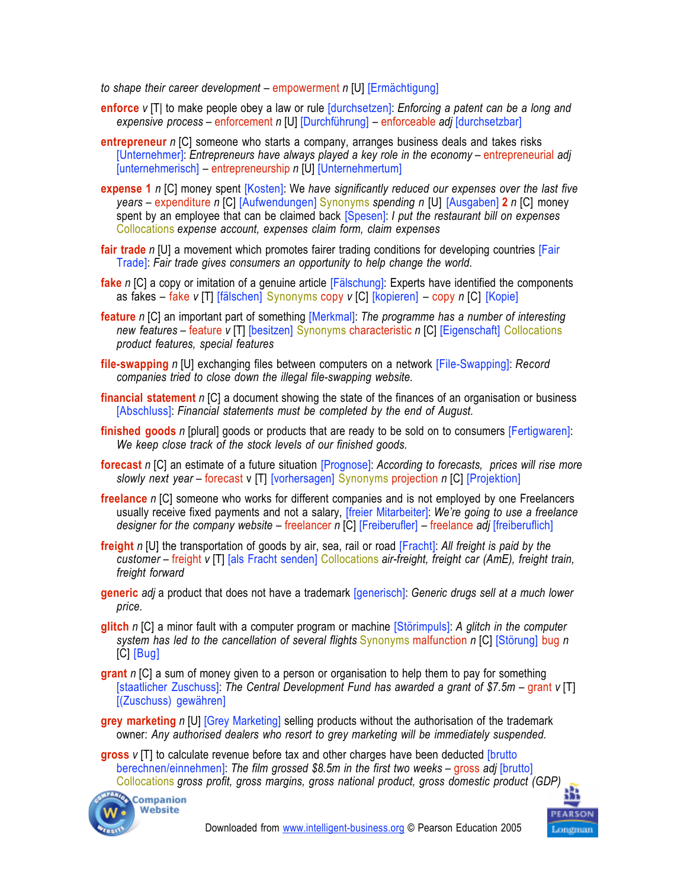*to shape their career development* – empowerment *n* [U] [Ermächtigung]

**enforce** *v* [T| to make people obey a law or rule [durchsetzen]: *Enforcing a patent can be a long and expensive process* – enforcement *n* [U] [Durchführung] – enforceable *adj* [durchsetzbar]

**entrepreneur** *n* [C] someone who starts a company, arranges business deals and takes risks [Unternehmer]: *Entrepreneurs have always played a key role in the economy* – entrepreneurial *adj* [unternehmerisch] – entrepreneurship *n* [U] [Unternehmertum]

**expense 1** *n* [C] money spent [Kosten]: We *have significantly reduced our expenses over the last five years* – expenditure *n* [C] [Aufwendungen] Synonyms *spending n* [U] [Ausgaben] **2** *n* [C] money spent by an employee that can be claimed back [Spesen]: *I put the restaurant bill on expenses* Collocations *expense account, expenses claim form, claim expenses*

**fair trade** *n* [U] a movement which promotes fairer trading conditions for developing countries [Fair Trade]: *Fair trade gives consumers an opportunity to help change the world.*

**fake** *n* [C] a copy or imitation of a genuine article [Fälschung]: Experts have identified the components as fakes – fake *v* [T] [fälschen] Synonyms copy *v* [C] [kopieren] – copy *n* [C] [Kopie]

**feature** *n* [C] an important part of something [Merkmal]: *The programme has a number of interesting new features* – feature *v* [T] [besitzen] Synonyms characteristic *n* [C] [Eigenschaft] Collocations *product features, special features*

**file-swapping** *n* [U] exchanging files between computers on a network [File-Swapping]: *Record companies tried to close down the illegal file-swapping website.*

**financial statement** *n* [C] a document showing the state of the finances of an organisation or business [Abschluss]: *Financial statements must be completed by the end of August.*

**finished goods** *n* [plural] goods or products that are ready to be sold on to consumers [Fertigwaren]: *We keep close track of the stock levels of our finished goods.*

**forecast** *n* [C] an estimate of a future situation [Prognose]: *According to forecasts, prices will rise more slowly next year* – forecast v [T] [vorhersagen] Synonyms projection *n* [C] [Projektion]

**freelance** *n* [C] someone who works for different companies and is not employed by one Freelancers usually receive fixed payments and not a salary, [freier Mitarbeiter]: *We're going to use a freelance designer for the company website* – freelancer *n* [C] [Freiberufler] – freelance *adj* [freiberuflich]

**freight** *n* [U] the transportation of goods by air, sea, rail or road [Fracht]: *All freight is paid by the customer* – freight *v* [T] [als Fracht senden] Collocations *air-freight, freight car (AmE), freight train, freight forward*

**generic** *adj* a product that does not have a trademark [generisch]: *Generic drugs sell at a much lower price.*

**glitch** *n* [C] a minor fault with a computer program or machine [Störimpuls]: *A glitch in the computer system has led to the cancellation of several flights* Synonyms malfunction *n* [C] [Störung] bug *n* [C] [Bug]

**grant** *n* [C] a sum of money given to a person or organisation to help them to pay for something [staatlicher Zuschuss]: *The Central Development Fund has awarded a grant of $7.5m* – grant *v* [T] [(Zuschuss) gewähren]

**grey marketing** *n* [U] [Grey Marketing] selling products without the authorisation of the trademark owner: *Any authorised dealers who resort to grey marketing will be immediately suspended.*

**gross** *v* [T] to calculate revenue before tax and other charges have been deducted [brutto berechnen/einnehmen]: *The film grossed $8.5m in the first two weeks* – gross *adj* [brutto] Collocations *gross profit, gross margins, gross national product, gross domestic product (GDP)*

Downloaded from www.intelligent-business.org © Pearson Education 2005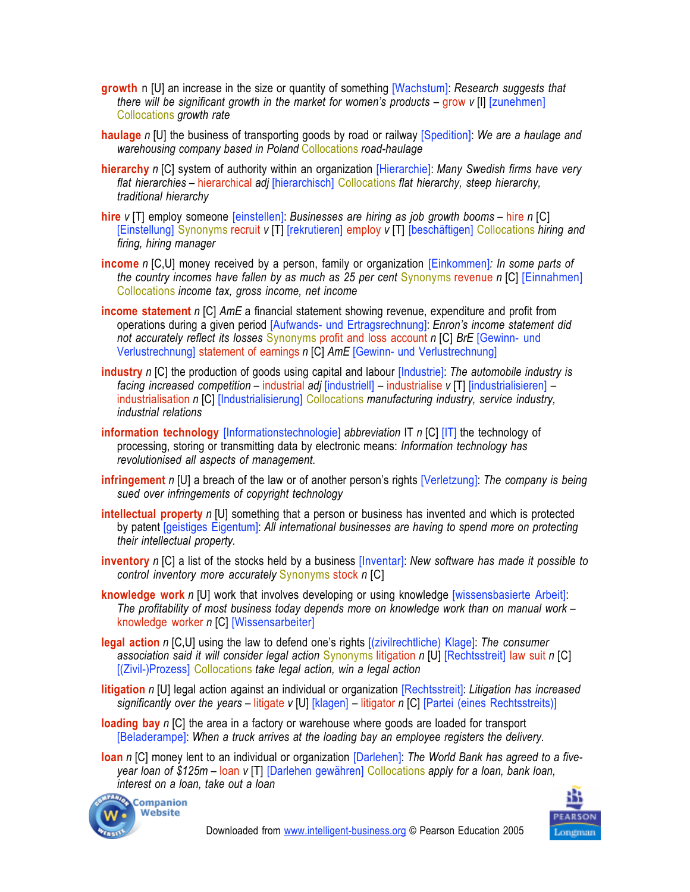**growth** n [U] an increase in the size or quantity of something [Wachstum]: *Research suggests that there will be significant growth in the market for women's products* – grow *v* [I] [zunehmen] Collocations *growth rate*

**haulage** *n* [U] the business of transporting goods by road or railway [Spedition]: *We are a haulage and warehousing company based in Poland* Collocations *road-haulage*

**hierarchy** *n* [C] system of authority within an organization [Hierarchie]: *Many Swedish firms have very flat hierarchies* – hierarchical *adj* [hierarchisch] Collocations *flat hierarchy, steep hierarchy, traditional hierarchy*

**hire** *v* [T] employ someone [einstellen]: *Businesses are hiring as job growth booms* – hire *n* [C] [Einstellung] Synonyms recruit *v* [T] [rekrutieren] employ *v* [T] [beschäftigen] Collocations *hiring and firing, hiring manager*

**income** *n* [C,U] money received by a person, family or organization [Einkommen]*: In some parts of the country incomes have fallen by as much as 25 per cent* Synonyms revenue *n* [C] [Einnahmen] Collocations *income tax, gross income, net income*

**income statement** *n* [C] *AmE* a financial statement showing revenue, expenditure and profit from operations during a given period [Aufwands- und Ertragsrechnung]: *Enron's income statement did not accurately reflect its losses* Synonyms profit and loss account *n* [C] *BrE* [Gewinn- und Verlustrechnung] statement of earnings *n* [C] *AmE* [Gewinn- und Verlustrechnung]

**industry** *n* [C] the production of goods using capital and labour [Industrie]: *The automobile industry is facing increased competition* – industrial *adj* [industriell] – industrialise *v* [T] [industrialisieren] – industrialisation *n* [C] [Industrialisierung] Collocations *manufacturing industry, service industry, industrial relations*

**information technology** [Informationstechnologie] *abbreviation* IT *n* [C] [IT] the technology of processing, storing or transmitting data by electronic means: *Information technology has revolutionised all aspects of management.*

**infringement** *n* [U] a breach of the law or of another person's rights [Verletzung]: *The company is being sued over infringements of copyright technology*

**intellectual property** *n* [U] something that a person or business has invented and which is protected by patent [geistiges Eigentum]: *All international businesses are having to spend more on protecting their intellectual property.*

**inventory** *n* [C] a list of the stocks held by a business [Inventar]: *New software has made it possible to control inventory more accurately* Synonyms stock *n* [C]

**knowledge work** *n* [U] work that involves developing or using knowledge [wissensbasierte Arbeit]: *The profitability of most business today depends more on knowledge work than on manual work* – knowledge worker *n* [C] [Wissensarbeiter]

**legal action** *n* [C,U] using the law to defend one's rights [(zivilrechtliche) Klage]: *The consumer association said it will consider legal action* Synonyms litigation *n* [U] [Rechtsstreit] law suit *n* [C] [(Zivil-)Prozess] Collocations *take legal action, win a legal action*

**litigation** *n* [U] legal action against an individual or organization [Rechtsstreit]: *Litigation has increased significantly over the years* – litigate *v* [U] [klagen] – litigator *n* [C] [Partei (eines Rechtsstreits)]

**loading bay** *n* [C] the area in a factory or warehouse where goods are loaded for transport [Beladerampe]: *When a truck arrives at the loading bay an employee registers the delivery.*

**loan** *n* [C] money lent to an individual or organization [Darlehen]: *The World Bank has agreed to a five-year loan of $125m* – loan *v* [T] [Darlehen gewähren] Collocations *apply for a loan, bank loan, interest on a loan, take out a loan*

Downloaded from www.intelligent-business.org © Pearson Education 2005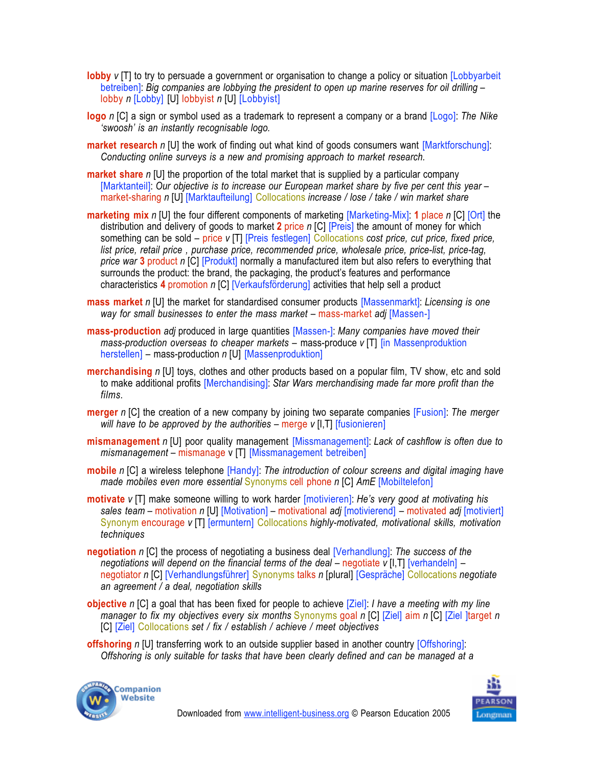**lobby** *v* [T] to try to persuade a government or organisation to change a policy or situation [Lobbyarbeit betreiben]: *Big companies are lobbying the president to open up marine reserves for oil drilling* – lobby *n* [Lobby] [U] lobbyist *n* [U] [Lobbyist]

**logo** *n* [C] a sign or symbol used as a trademark to represent a company or a brand [Logo]: *The Nike 'swoosh' is an instantly recognisable logo.*

**market research** *n* [U] the work of finding out what kind of goods consumers want [Marktforschung]: *Conducting online surveys is a new and promising approach to market research.*

**market share** *n* [U] the proportion of the total market that is supplied by a particular company [Marktanteil]: *Our objective is to increase our European market share by five per cent this year* – market-sharing *n* [U] [Marktaufteilung] Collocations *increase / lose / take / win market share*

**marketing mix** *n* [U] the four different components of marketing [Marketing-Mix]: **1** place *n* [C] [Ort] the distribution and delivery of goods to market **2** price *n* [C] [Preis] the amount of money for which something can be sold – price *v* [T] [Preis festlegen] Collocations *cost price, cut price, fixed price, list price, retail price , purchase price, recommended price, wholesale price, price-list, price-tag, price war* **3** product *n* [C] [Produkt] normally a manufactured item but also refers to everything that surrounds the product: the brand, the packaging, the product's features and performance characteristics **4** promotion *n* [C] [Verkaufsförderung] activities that help sell a product

**mass market** *n* [U] the market for standardised consumer products [Massenmarkt]: *Licensing is one way for small businesses to enter the mass market* – mass-market *adj* [Massen-]

**mass-production** *adj* produced in large quantities [Massen-]: *Many companies have moved their mass-production overseas to cheaper markets* – mass-produce *v* [T] [in Massenproduktion herstellen] – mass-production *n* [U] [Massenproduktion]

**merchandising** *n* [U] toys, clothes and other products based on a popular film, TV show, etc and sold to make additional profits [Merchandising]: *Star Wars merchandising made far more profit than the films.*

**merger** *n* [C] the creation of a new company by joining two separate companies [Fusion]: *The merger will have to be approved by the authorities* – merge *v* [I,T] [fusionieren]

**mismanagement** *n* [U] poor quality management [Missmanagement]: *Lack of cashflow is often due to mismanagement* – mismanage v [T] [Missmanagement betreiben]

**mobile** *n* [C] a wireless telephone [Handy]: *The introduction of colour screens and digital imaging have made mobiles even more essential* Synonyms cell phone *n* [C] *AmE* [Mobiltelefon]

**motivate** *v* [T] make someone willing to work harder [motivieren]: *He's very good at motivating his sales team* – motivation *n* [U] [Motivation] – motivational *adj* [motivierend] – motivated *adj* [motiviert] Synonym encourage *v* [T] [ermuntern] Collocations *highly-motivated, motivational skills, motivation techniques*

**negotiation** *n* [C] the process of negotiating a business deal [Verhandlung]: *The success of the negotiations will depend on the financial terms of the deal* – negotiate *v* [I,T] [verhandeln] – negotiator *n* [C] [Verhandlungsführer] Synonyms talks *n* [plural] [Gespräche] Collocations *negotiate an agreement / a deal, negotiation skills*

**objective** *n* [C] a goal that has been fixed for people to achieve [Ziel]: *I have a meeting with my line manager to fix my objectives every six months* Synonyms goal *n* [C] [Ziel] aim *n* [C] [Ziel ]target *n* [C] [Ziel] Collocations *set / fix / establish / achieve / meet objectives*

**offshoring** *n* [U] transferring work to an outside supplier based in another country [Offshoring]: *Offshoring is only suitable for tasks that have been clearly defined and can be managed at a*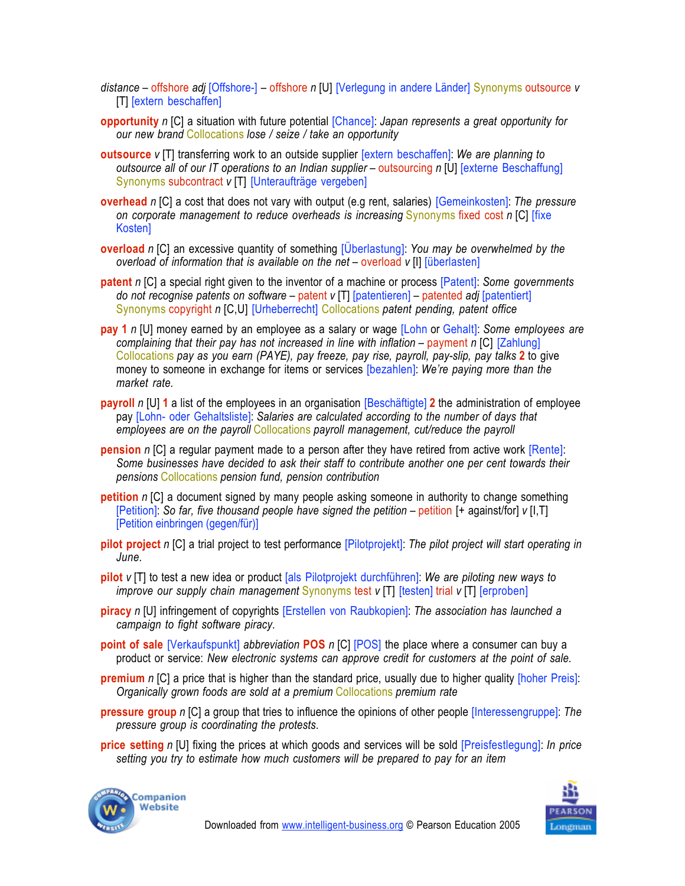*distance* – offshore *adj* [Offshore-] – offshore *n* [U] [Verlegung in andere Länder] Synonyms outsource *v* [T] [extern beschaffen]

**opportunity** *n* [C] a situation with future potential [Chance]: *Japan represents a great opportunity for our new brand* Collocations *lose / seize / take an opportunity*

**outsource** *v* [T] transferring work to an outside supplier [extern beschaffen]: *We are planning to outsource all of our IT operations to an Indian supplier* – outsourcing *n* [U] [externe Beschaffung] Synonyms subcontract *v* [T] [Unteraufträge vergeben]

**overhead** *n* [C] a cost that does not vary with output (e.g rent, salaries) [Gemeinkosten]: *The pressure on corporate management to reduce overheads is increasing* Synonyms fixed cost *n* [C] [fixe Kosten]

**overload** *n* [C] an excessive quantity of something [Überlastung]: *You may be overwhelmed by the overload of information that is available on the net* – overload *v* [I] [überlasten]

**patent** *n* [C] a special right given to the inventor of a machine or process [Patent]: *Some governments do not recognise patents on software* – patent *v* [T] [patentieren] – patented *adj* [patentiert] Synonyms copyright *n* [C,U] [Urheberrecht] Collocations *patent pending, patent office*

**pay** **1** *n* [U] money earned by an employee as a salary or wage [Lohn or Gehalt]: *Some employees are complaining that their pay has not increased in line with inflation* – payment *n* [C] [Zahlung] Collocations *pay as you earn (PAYE), pay freeze, pay rise, payroll, pay-slip, pay talks* **2** to give money to someone in exchange for items or services [bezahlen]: *We're paying more than the market rate.*

**payroll** *n* [U] **1** a list of the employees in an organisation [Beschäftigte] **2** the administration of employee pay [Lohn- oder Gehaltsliste]: *Salaries are calculated according to the number of days that employees are on the payroll* Collocations *payroll management, cut/reduce the payroll*

**pension** *n* [C] a regular payment made to a person after they have retired from active work [Rente]: *Some businesses have decided to ask their staff to contribute another one per cent towards their pensions* Collocations *pension fund, pension contribution*

**petition** *n* [C] a document signed by many people asking someone in authority to change something [Petition]: *So far, five thousand people have signed the petition* – petition [+ against/for] *v* [I,T] [Petition einbringen (gegen/für)]

**pilot project** *n* [C] a trial project to test performance [Pilotprojekt]: *The pilot project will start operating in June.*

**pilot** *v* [T] to test a new idea or product [als Pilotprojekt durchführen]: *We are piloting new ways to improve our supply chain management* Synonyms test *v* [T] [testen] trial *v* [T] [erproben]

**piracy** *n* [U] infringement of copyrights [Erstellen von Raubkopien]: *The association has launched a campaign to fight software piracy.*

**point of sale** [Verkaufspunkt] *abbreviation* **POS** *n* [C] [POS] the place where a consumer can buy a product or service: *New electronic systems can approve credit for customers at the point of sale.*

**premium** *n* [C] a price that is higher than the standard price, usually due to higher quality [hoher Preis]: *Organically grown foods are sold at a premium* Collocations *premium rate*

**pressure group** *n* [C] a group that tries to influence the opinions of other people [Interessengruppe]: *The pressure group is coordinating the protests.*

**price setting** *n* [U] fixing the prices at which goods and services will be sold [Preisfestlegung]: *In price setting you try to estimate how much customers will be prepared to pay for an item*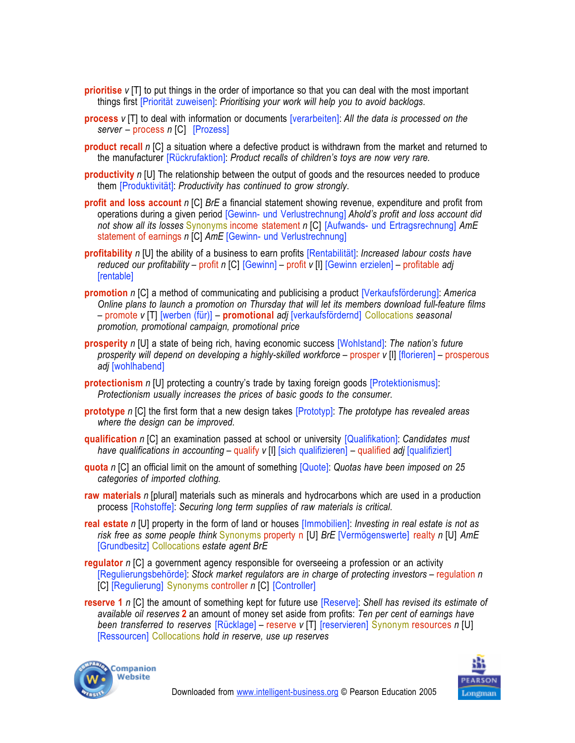**prioritise** v [T] to put things in the order of importance so that you can deal with the most important things first [Priorität zuweisen]: *Prioritising your work will help you to avoid backlogs*.

**process** v [T] to deal with information or documents [verarbeiten]: *All the data is processed on the server* – process n [C] [Prozess]

**product recall** n [C] a situation where a defective product is withdrawn from the market and returned to the manufacturer [Rückrufaktion]: *Product recalls of children's toys are now very rare.*

**productivity** n [U] The relationship between the output of goods and the resources needed to produce them [Produktivität]: *Productivity has continued to grow strongly*.

**profit and loss account** n [C] *BrE* a financial statement showing revenue, expenditure and profit from operations during a given period [Gewinn- und Verlustrechnung] *Ahold's profit and loss account did not show all its losses* Synonyms income statement n [C] [Aufwands- und Ertragsrechnung] *AmE* statement of earnings n [C] *AmE* [Gewinn- und Verlustrechnung]

**profitability** n [U] the ability of a business to earn profits [Rentabilität]: *Increased labour costs have reduced our profitability* – profit n [C] [Gewinn] – profit v [I] [Gewinn erzielen] – profitable adj [rentable]

**promotion** n [C] a method of communicating and publicising a product [Verkaufsförderung]: *America Online plans to launch a promotion on Thursday that will let its members download full-feature films* – promote v [T] [werben (für)] – **promotional** adj [verkaufsfördernd] Collocations *seasonal promotion, promotional campaign, promotional price*

**prosperity** n [U] a state of being rich, having economic success [Wohlstand]: *The nation's future prosperity will depend on developing a highly-skilled workforce* – prosper v [I] [florieren] – prosperous adj [wohlhabend]

**protectionism** n [U] protecting a country's trade by taxing foreign goods [Protektionismus]: *Protectionism usually increases the prices of basic goods to the consumer.*

**prototype** n [C] the first form that a new design takes [Prototyp]: *The prototype has revealed areas where the design can be improved.*

**qualification** n [C] an examination passed at school or university [Qualifikation]: *Candidates must have qualifications in accounting* – qualify v [I] [sich qualifizieren] – qualified adj [qualifiziert]

**quota** n [C] an official limit on the amount of something [Quote]: *Quotas have been imposed on 25 categories of imported clothing.*

**raw materials** n [plural] materials such as minerals and hydrocarbons which are used in a production process [Rohstoffe]: *Securing long term supplies of raw materials is critical*.

**real estate** n [U] property in the form of land or houses [Immobilien]: *Investing in real estate is not as risk free as some people think* Synonyms property n [U] *BrE* [Vermögenswerte] realty n [U] *AmE* [Grundbesitz] Collocations *estate agent BrE*

**regulator** n [C] a government agency responsible for overseeing a profession or an activity [Regulierungsbehörde]: *Stock market regulators are in charge of protecting investors* – regulation n [C] [Regulierung] Synonyms controller n [C] [Controller]

**reserve 1** n [C] the amount of something kept for future use [Reserve]: *Shell has revised its estimate of available oil reserves* **2** an amount of money set aside from profits: *Ten per cent of earnings have been transferred to reserves* [Rücklage] – reserve v [T] [reservieren] Synonym resources n [U] [Ressourcen] Collocations *hold in reserve, use up reserves*

Downloaded from www.intelligent-business.org © Pearson Education 2005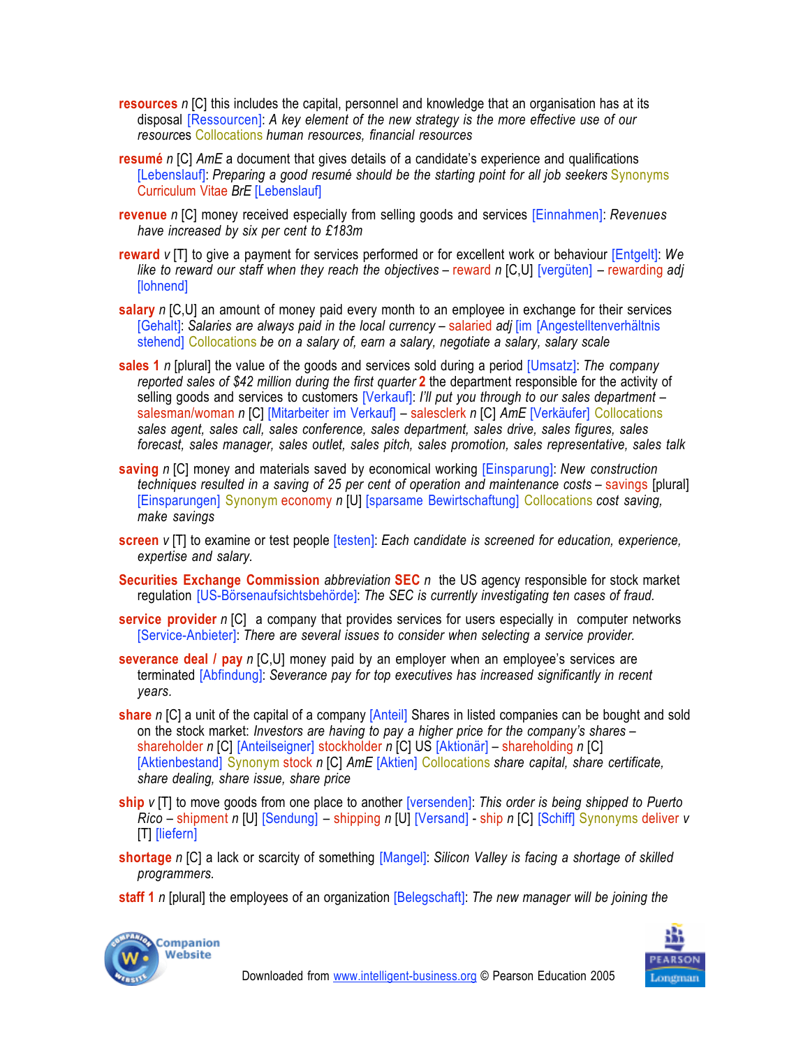**resources** *n* [C] this includes the capital, personnel and knowledge that an organisation has at its disposal [Ressourcen]: *A key element of the new strategy is the more effective use of our resources* Collocations *human resources, financial resources*

**resumé** *n* [C] *AmE* a document that gives details of a candidate's experience and qualifications [Lebenslauf]: *Preparing a good resumé should be the starting point for all job seekers* Synonyms Curriculum Vitae *BrE* [Lebenslauf]

**revenue** *n* [C] money received especially from selling goods and services [Einnahmen]: *Revenues have increased by six per cent to £183m*

**reward** *v* [T] to give a payment for services performed or for excellent work or behaviour [Entgelt]: *We like to reward our staff when they reach the objectives* – reward *n* [C,U] [vergüten] – rewarding *adj* [lohnend]

**salary** *n* [C,U] an amount of money paid every month to an employee in exchange for their services [Gehalt]: *Salaries are always paid in the local currency* – salaried *adj* [im [Angestelltenverhältnis stehend] Collocations *be on a salary of, earn a salary, negotiate a salary, salary scale*

**sales 1** *n* [plural] the value of the goods and services sold during a period [Umsatz]: *The company reported sales of $42 million during the first quarter* **2** the department responsible for the activity of selling goods and services to customers [Verkauf]: *I'll put you through to our sales department* – salesman/woman *n* [C] [Mitarbeiter im Verkauf] – salesclerk *n* [C] *AmE* [Verkäufer] Collocations *sales agent, sales call, sales conference, sales department, sales drive, sales figures, sales forecast, sales manager, sales outlet, sales pitch, sales promotion, sales representative, sales talk*

**saving** *n* [C] money and materials saved by economical working [Einsparung]: *New construction techniques resulted in a saving of 25 per cent of operation and maintenance costs* – savings [plural] [Einsparungen] Synonym economy *n* [U] [sparsame Bewirtschaftung] Collocations *cost saving, make savings*

**screen** *v* [T] to examine or test people [testen]: *Each candidate is screened for education, experience, expertise and salary.*

**Securities Exchange Commission** *abbreviation* **SEC** *n* the US agency responsible for stock market regulation [US-Börsenaufsichtsbehörde]: *The SEC is currently investigating ten cases of fraud.*

**service provider** *n* [C] a company that provides services for users especially in computer networks [Service-Anbieter]: *There are several issues to consider when selecting a service provider.*

**severance deal / pay** *n* [C,U] money paid by an employer when an employee's services are terminated [Abfindung]: *Severance pay for top executives has increased significantly in recent years.*

**share** *n* [C] a unit of the capital of a company [Anteil] Shares in listed companies can be bought and sold on the stock market: *Investors are having to pay a higher price for the company's shares* – shareholder *n* [C] [Anteilseigner] stockholder *n* [C] US [Aktionär] – shareholding *n* [C] [Aktienbestand] Synonym stock *n* [C] *AmE* [Aktien] Collocations *share capital, share certificate, share dealing, share issue, share price*

**ship** *v* [T] to move goods from one place to another [versenden]: *This order is being shipped to Puerto Rico* – shipment *n* [U] [Sendung] – shipping *n* [U] [Versand] - ship *n* [C] [Schiff] Synonyms deliver *v* [T] [liefern]

**shortage** *n* [C] a lack or scarcity of something [Mangel]: *Silicon Valley is facing a shortage of skilled programmers.*

**staff 1** *n* [plural] the employees of an organization [Belegschaft]: *The new manager will be joining the*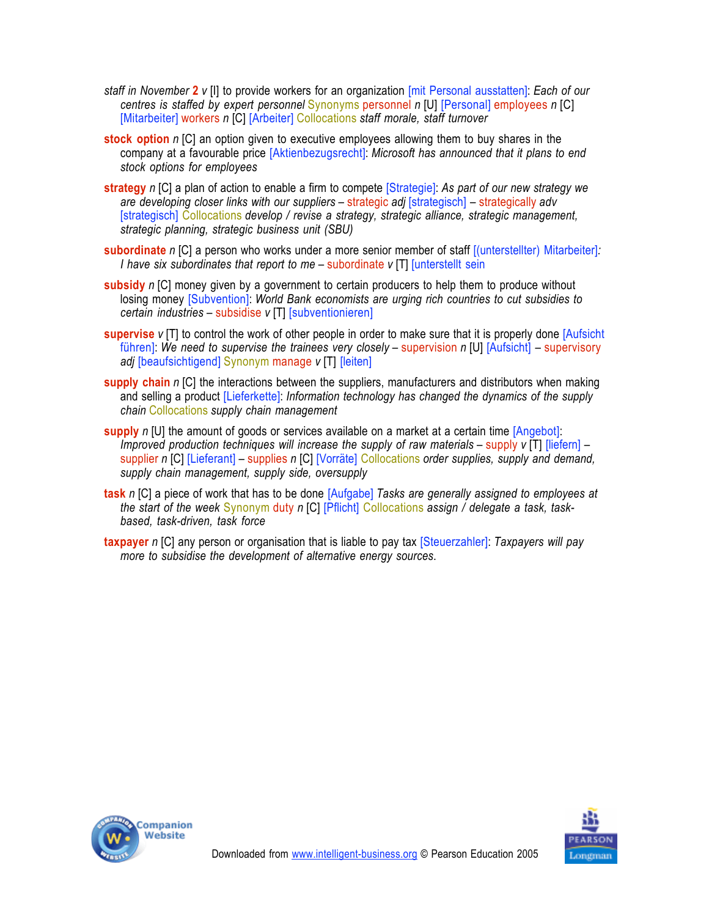*staff in November* **2** *v* [I] to provide workers for an organization [mit Personal ausstatten]: *Each of our centres is staffed by expert personnel* Synonyms personnel *n* [U] [Personal] employees *n* [C] [Mitarbeiter] workers *n* [C] [Arbeiter] Collocations *staff morale, staff turnover*

**stock option** *n* [C] an option given to executive employees allowing them to buy shares in the company at a favourable price [Aktienbezugsrecht]: *Microsoft has announced that it plans to end stock options for employees*

**strategy** *n* [C] a plan of action to enable a firm to compete [Strategie]: *As part of our new strategy we are developing closer links with our suppliers* – strategic *adj* [strategisch] – strategically *adv* [strategisch] Collocations *develop / revise a strategy, strategic alliance, strategic management, strategic planning, strategic business unit (SBU)*

**subordinate** *n* [C] a person who works under a more senior member of staff [(unterstellter) Mitarbeiter]: *I have six subordinates that report to me* – subordinate *v* [T] [unterstellt sein

**subsidy** *n* [C] money given by a government to certain producers to help them to produce without losing money [Subvention]: *World Bank economists are urging rich countries to cut subsidies to certain industries* – subsidise *v* [T] [subventionieren]

**supervise** *v* [T] to control the work of other people in order to make sure that it is properly done [Aufsicht führen]: *We need to supervise the trainees very closely* – supervision *n* [U] [Aufsicht] – supervisory *adj* [beaufsichtigend] Synonym manage *v* [T] [leiten]

**supply chain** *n* [C] the interactions between the suppliers, manufacturers and distributors when making and selling a product [Lieferkette]: *Information technology has changed the dynamics of the supply chain* Collocations *supply chain management*

**supply** *n* [U] the amount of goods or services available on a market at a certain time [Angebot]: *Improved production techniques will increase the supply of raw materials* – supply *v* [T] [liefern] – supplier *n* [C] [Lieferant] – supplies *n* [C] [Vorräte] Collocations *order supplies, supply and demand, supply chain management, supply side, oversupply*

**task** *n* [C] a piece of work that has to be done [Aufgabe] *Tasks are generally assigned to employees at the start of the week* Synonym duty *n* [C] [Pflicht] Collocations *assign / delegate a task, task-based, task-driven, task force*

**taxpayer** *n* [C] any person or organisation that is liable to pay tax [Steuerzahler]: *Taxpayers will pay more to subsidise the development of alternative energy sources.*

Downloaded from www.intelligent-business.org © Pearson Education 2005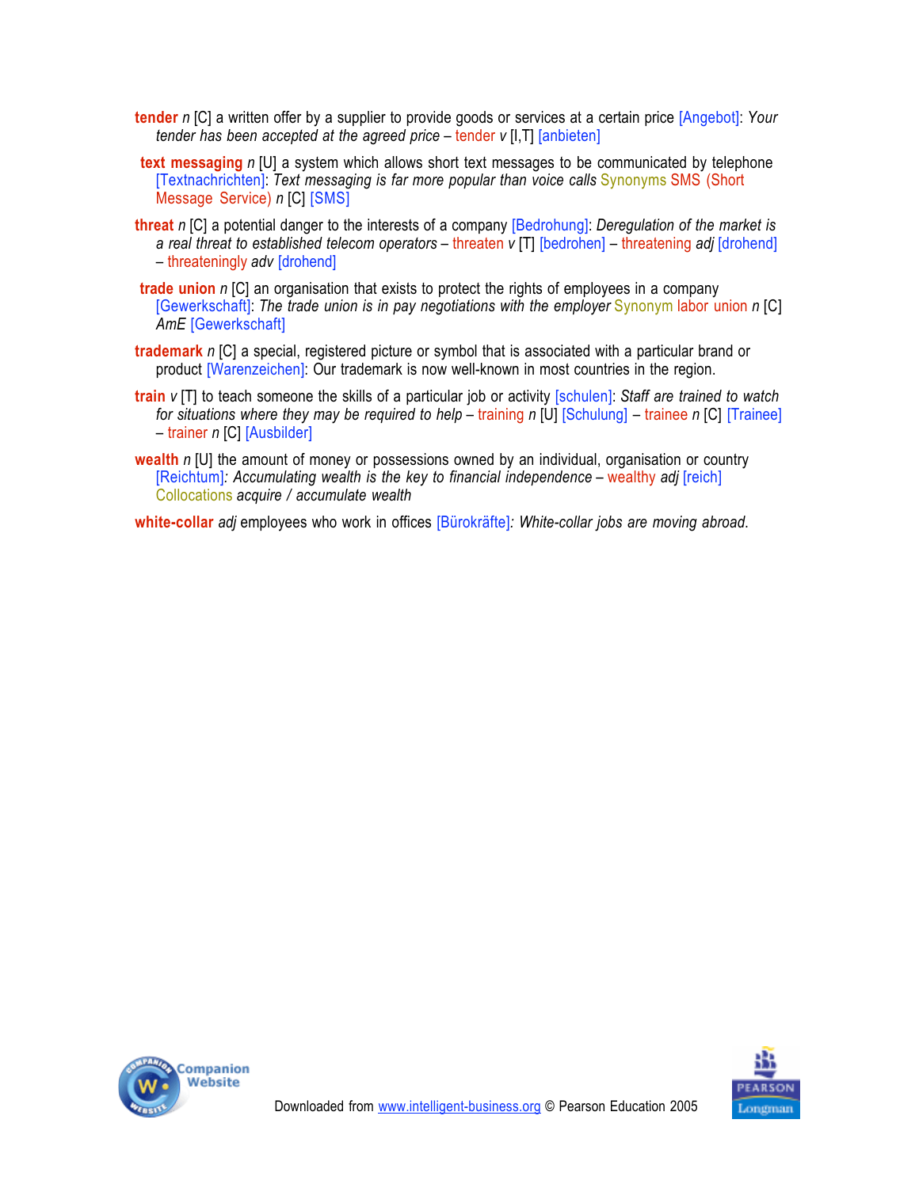**tender** *n* [C] a written offer by a supplier to provide goods or services at a certain price [Angebot]: *Your tender has been accepted at the agreed price* – tender *v* [I,T] [anbieten]

**text messaging** *n* [U] a system which allows short text messages to be communicated by telephone [Textnachrichten]: *Text messaging is far more popular than voice calls* Synonyms SMS (Short Message Service) *n* [C] [SMS]

**threat** *n* [C] a potential danger to the interests of a company [Bedrohung]: *Deregulation of the market is a real threat to established telecom operators* – threaten *v* [T] [bedrohen] – threatening *adj* [drohend] – threateningly *adv* [drohend]

**trade union** *n* [C] an organisation that exists to protect the rights of employees in a company [Gewerkschaft]: *The trade union is in pay negotiations with the employer* Synonym labor union *n* [C] *AmE* [Gewerkschaft]

**trademark** *n* [C] a special, registered picture or symbol that is associated with a particular brand or product [Warenzeichen]: Our trademark is now well-known in most countries in the region.

**train** *v* [T] to teach someone the skills of a particular job or activity [schulen]: *Staff are trained to watch for situations where they may be required to help* – training *n* [U] [Schulung] – trainee *n* [C] [Trainee] – trainer *n* [C] [Ausbilder]

**wealth** *n* [U] the amount of money or possessions owned by an individual, organisation or country [Reichtum]*: Accumulating wealth is the key to financial independence* – wealthy *adj* [reich] Collocations *acquire / accumulate wealth*

**white-collar** *adj* employees who work in offices [Bürokräfte]*: White-collar jobs are moving abroad*.

Downloaded from www.intelligent-business.org © Pearson Education 2005